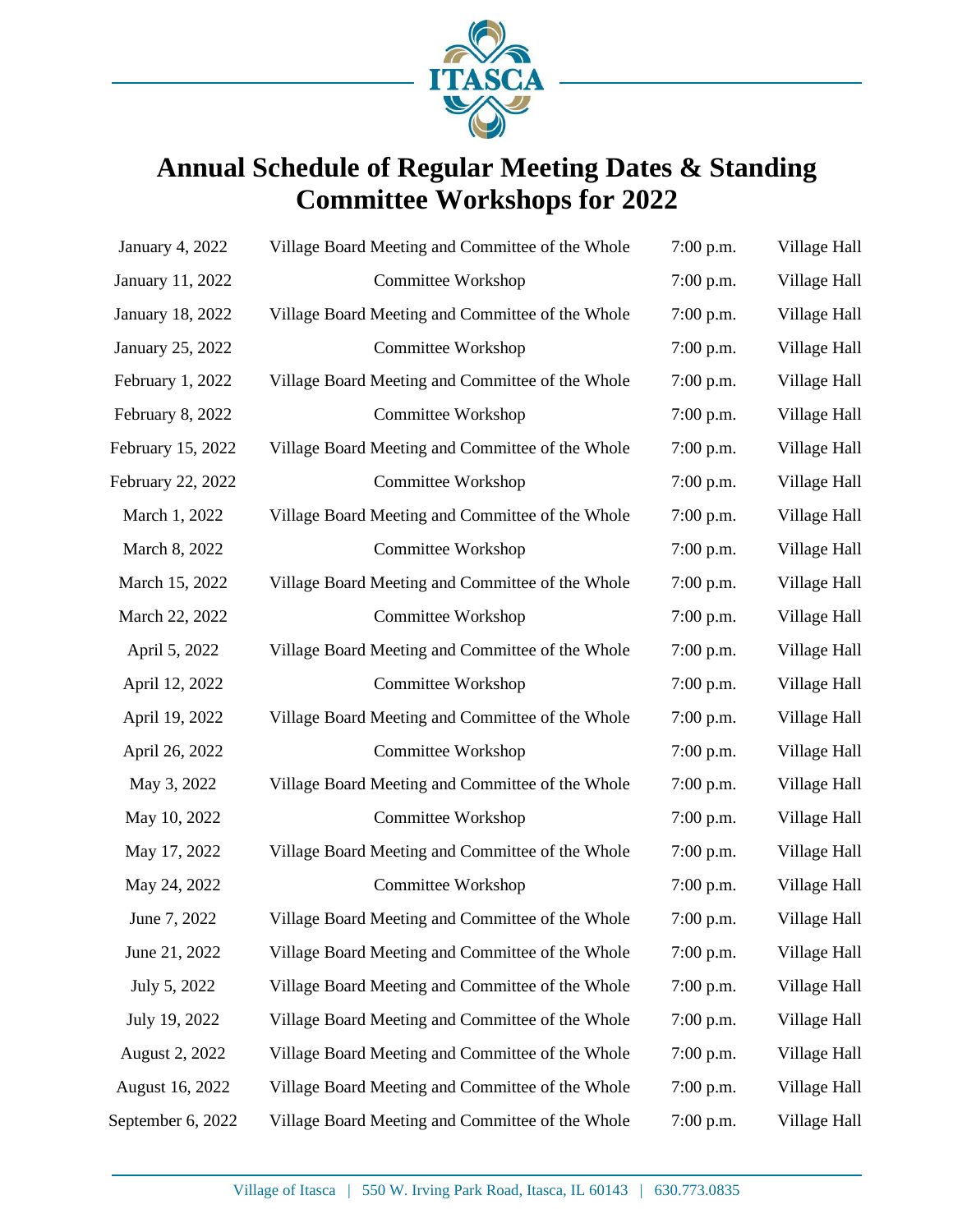ITASCA

# Annual Schedule of Regular Meeting Dates & Standing Committee Workshops for 2022

| Date | Meeting | Time | Location |
|---|---|---|---|
| January 4, 2022 | Village Board Meeting and Committee of the Whole | 7:00 p.m. | Village Hall |
| January 11, 2022 | Committee Workshop | 7:00 p.m. | Village Hall |
| January 18, 2022 | Village Board Meeting and Committee of the Whole | 7:00 p.m. | Village Hall |
| January 25, 2022 | Committee Workshop | 7:00 p.m. | Village Hall |
| February 1, 2022 | Village Board Meeting and Committee of the Whole | 7:00 p.m. | Village Hall |
| February 8, 2022 | Committee Workshop | 7:00 p.m. | Village Hall |
| February 15, 2022 | Village Board Meeting and Committee of the Whole | 7:00 p.m. | Village Hall |
| February 22, 2022 | Committee Workshop | 7:00 p.m. | Village Hall |
| March 1, 2022 | Village Board Meeting and Committee of the Whole | 7:00 p.m. | Village Hall |
| March 8, 2022 | Committee Workshop | 7:00 p.m. | Village Hall |
| March 15, 2022 | Village Board Meeting and Committee of the Whole | 7:00 p.m. | Village Hall |
| March 22, 2022 | Committee Workshop | 7:00 p.m. | Village Hall |
| April 5, 2022 | Village Board Meeting and Committee of the Whole | 7:00 p.m. | Village Hall |
| April 12, 2022 | Committee Workshop | 7:00 p.m. | Village Hall |
| April 19, 2022 | Village Board Meeting and Committee of the Whole | 7:00 p.m. | Village Hall |
| April 26, 2022 | Committee Workshop | 7:00 p.m. | Village Hall |
| May 3, 2022 | Village Board Meeting and Committee of the Whole | 7:00 p.m. | Village Hall |
| May 10, 2022 | Committee Workshop | 7:00 p.m. | Village Hall |
| May 17, 2022 | Village Board Meeting and Committee of the Whole | 7:00 p.m. | Village Hall |
| May 24, 2022 | Committee Workshop | 7:00 p.m. | Village Hall |
| June 7, 2022 | Village Board Meeting and Committee of the Whole | 7:00 p.m. | Village Hall |
| June 21, 2022 | Village Board Meeting and Committee of the Whole | 7:00 p.m. | Village Hall |
| July 5, 2022 | Village Board Meeting and Committee of the Whole | 7:00 p.m. | Village Hall |
| July 19, 2022 | Village Board Meeting and Committee of the Whole | 7:00 p.m. | Village Hall |
| August 2, 2022 | Village Board Meeting and Committee of the Whole | 7:00 p.m. | Village Hall |
| August 16, 2022 | Village Board Meeting and Committee of the Whole | 7:00 p.m. | Village Hall |
| September 6, 2022 | Village Board Meeting and Committee of the Whole | 7:00 p.m. | Village Hall |

Village of Itasca | 550 W. Irving Park Road, Itasca, IL 60143 | 630.773.0835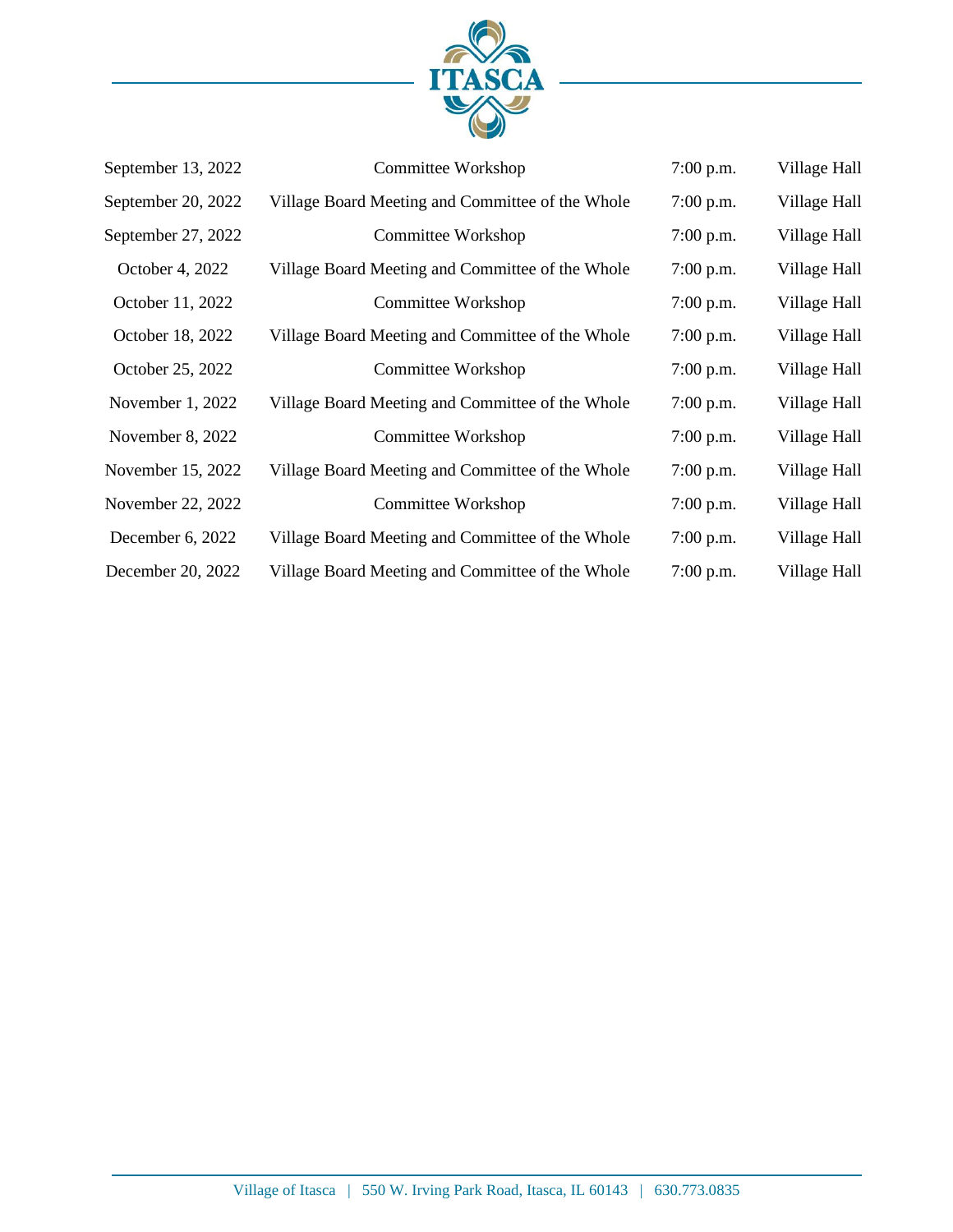| | | | |
|---|---|---|---|
| September 13, 2022 | Committee Workshop | 7:00 p.m. | Village Hall |
| September 20, 2022 | Village Board Meeting and Committee of the Whole | 7:00 p.m. | Village Hall |
| September 27, 2022 | Committee Workshop | 7:00 p.m. | Village Hall |
| October 4, 2022 | Village Board Meeting and Committee of the Whole | 7:00 p.m. | Village Hall |
| October 11, 2022 | Committee Workshop | 7:00 p.m. | Village Hall |
| October 18, 2022 | Village Board Meeting and Committee of the Whole | 7:00 p.m. | Village Hall |
| October 25, 2022 | Committee Workshop | 7:00 p.m. | Village Hall |
| November 1, 2022 | Village Board Meeting and Committee of the Whole | 7:00 p.m. | Village Hall |
| November 8, 2022 | Committee Workshop | 7:00 p.m. | Village Hall |
| November 15, 2022 | Village Board Meeting and Committee of the Whole | 7:00 p.m. | Village Hall |
| November 22, 2022 | Committee Workshop | 7:00 p.m. | Village Hall |
| December 6, 2022 | Village Board Meeting and Committee of the Whole | 7:00 p.m. | Village Hall |
| December 20, 2022 | Village Board Meeting and Committee of the Whole | 7:00 p.m. | Village Hall |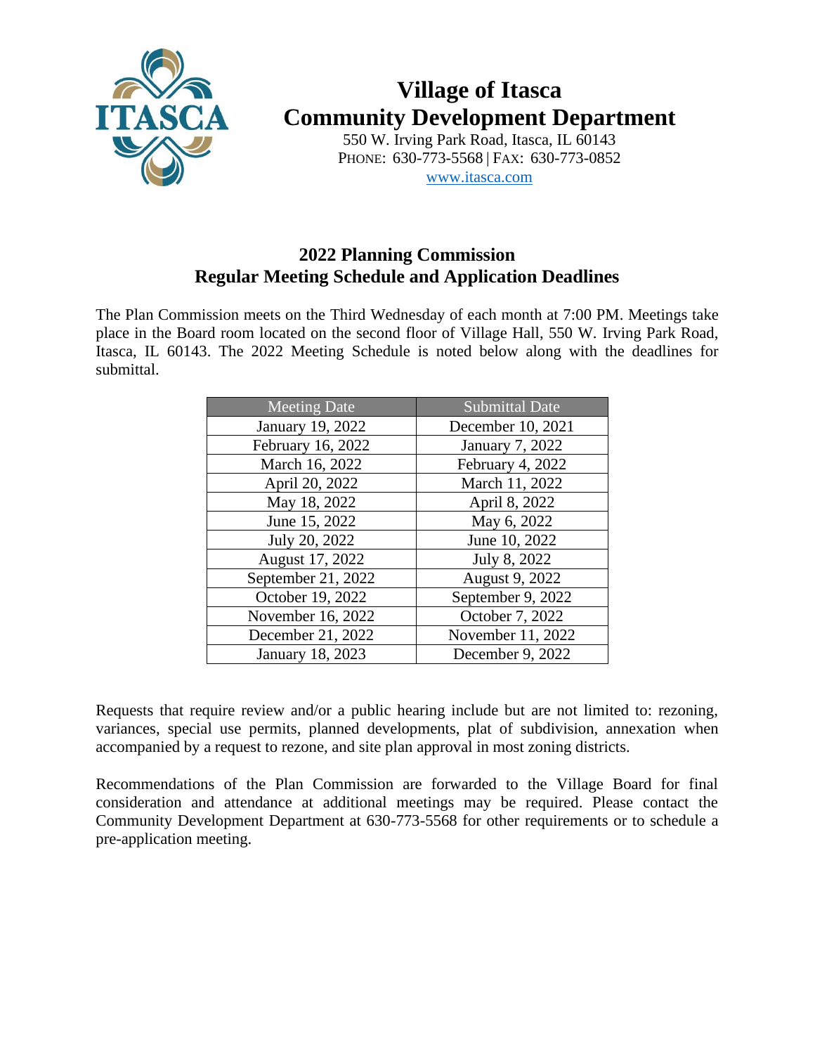# Village of Itasca
# Community Development Department

550 W. Irving Park Road, Itasca, IL 60143
PHONE: 630-773-5568 | FAX: 630-773-0852
www.itasca.com

## 2022 Planning Commission
## Regular Meeting Schedule and Application Deadlines

The Plan Commission meets on the Third Wednesday of each month at 7:00 PM. Meetings take place in the Board room located on the second floor of Village Hall, 550 W. Irving Park Road, Itasca, IL 60143. The 2022 Meeting Schedule is noted below along with the deadlines for submittal.

| Meeting Date | Submittal Date |
|---|---|
| January 19, 2022 | December 10, 2021 |
| February 16, 2022 | January 7, 2022 |
| March 16, 2022 | February 4, 2022 |
| April 20, 2022 | March 11, 2022 |
| May 18, 2022 | April 8, 2022 |
| June 15, 2022 | May 6, 2022 |
| July 20, 2022 | June 10, 2022 |
| August 17, 2022 | July 8, 2022 |
| September 21, 2022 | August 9, 2022 |
| October 19, 2022 | September 9, 2022 |
| November 16, 2022 | October 7, 2022 |
| December 21, 2022 | November 11, 2022 |
| January 18, 2023 | December 9, 2022 |

Requests that require review and/or a public hearing include but are not limited to: rezoning, variances, special use permits, planned developments, plat of subdivision, annexation when accompanied by a request to rezone, and site plan approval in most zoning districts.

Recommendations of the Plan Commission are forwarded to the Village Board for final consideration and attendance at additional meetings may be required. Please contact the Community Development Department at 630-773-5568 for other requirements or to schedule a pre-application meeting.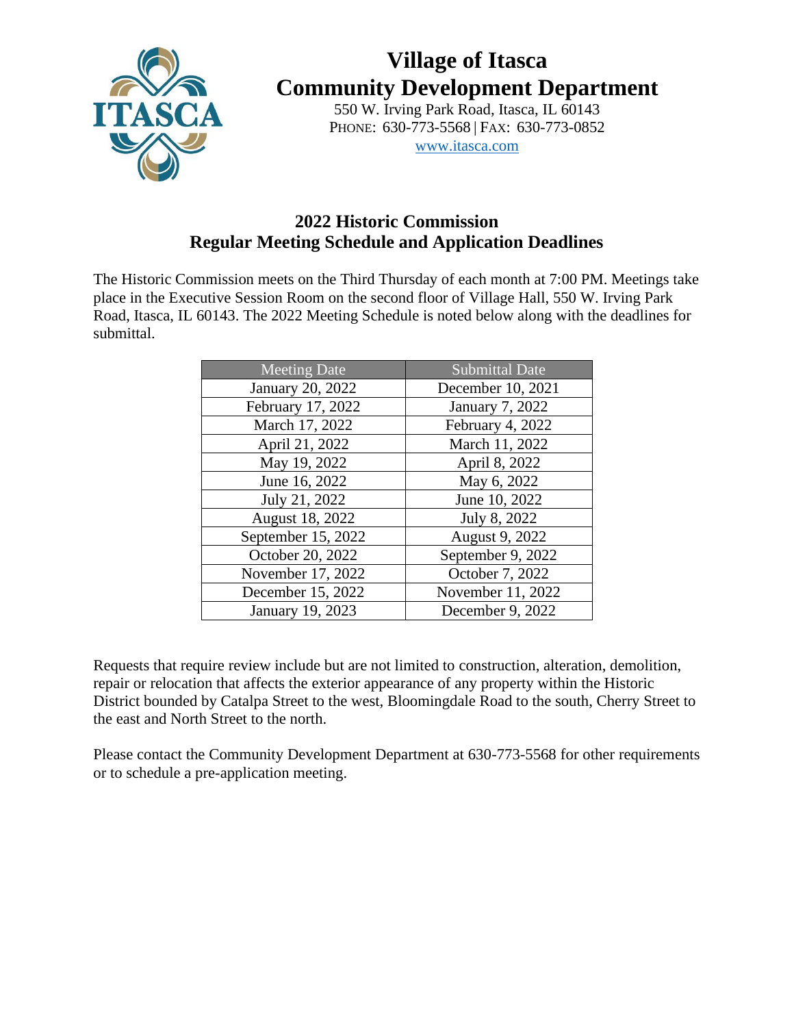# Village of Itasca
# Community Development Department

550 W. Irving Park Road, Itasca, IL 60143
PHONE: 630-773-5568 | FAX: 630-773-0852
www.itasca.com

## 2022 Historic Commission
## Regular Meeting Schedule and Application Deadlines

The Historic Commission meets on the Third Thursday of each month at 7:00 PM. Meetings take place in the Executive Session Room on the second floor of Village Hall, 550 W. Irving Park Road, Itasca, IL 60143. The 2022 Meeting Schedule is noted below along with the deadlines for submittal.

| Meeting Date | Submittal Date |
|---|---|
| January 20, 2022 | December 10, 2021 |
| February 17, 2022 | January 7, 2022 |
| March 17, 2022 | February 4, 2022 |
| April 21, 2022 | March 11, 2022 |
| May 19, 2022 | April 8, 2022 |
| June 16, 2022 | May 6, 2022 |
| July 21, 2022 | June 10, 2022 |
| August 18, 2022 | July 8, 2022 |
| September 15, 2022 | August 9, 2022 |
| October 20, 2022 | September 9, 2022 |
| November 17, 2022 | October 7, 2022 |
| December 15, 2022 | November 11, 2022 |
| January 19, 2023 | December 9, 2022 |

Requests that require review include but are not limited to construction, alteration, demolition, repair or relocation that affects the exterior appearance of any property within the Historic District bounded by Catalpa Street to the west, Bloomingdale Road to the south, Cherry Street to the east and North Street to the north.

Please contact the Community Development Department at 630-773-5568 for other requirements or to schedule a pre-application meeting.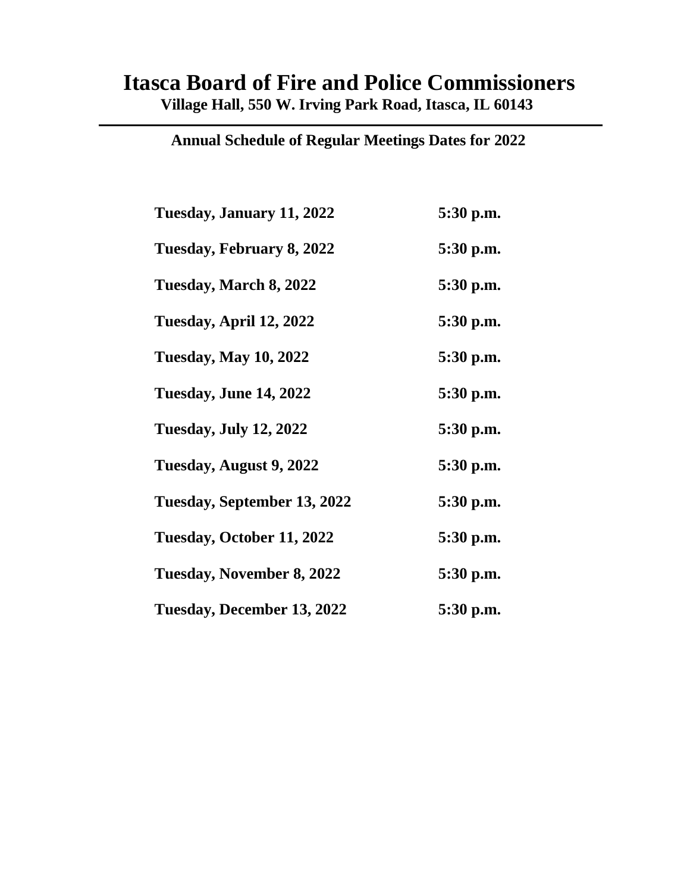# Itasca Board of Fire and Police Commissioners

**Village Hall, 550 W. Irving Park Road, Itasca, IL 60143**

---

**Annual Schedule of Regular Meetings Dates for 2022**

| | |
|---|---|
| **Tuesday, January 11, 2022** | **5:30 p.m.** |
| **Tuesday, February 8, 2022** | **5:30 p.m.** |
| **Tuesday, March 8, 2022** | **5:30 p.m.** |
| **Tuesday, April 12, 2022** | **5:30 p.m.** |
| **Tuesday, May 10, 2022** | **5:30 p.m.** |
| **Tuesday, June 14, 2022** | **5:30 p.m.** |
| **Tuesday, July 12, 2022** | **5:30 p.m.** |
| **Tuesday, August 9, 2022** | **5:30 p.m.** |
| **Tuesday, September 13, 2022** | **5:30 p.m.** |
| **Tuesday, October 11, 2022** | **5:30 p.m.** |
| **Tuesday, November 8, 2022** | **5:30 p.m.** |
| **Tuesday, December 13, 2022** | **5:30 p.m.** |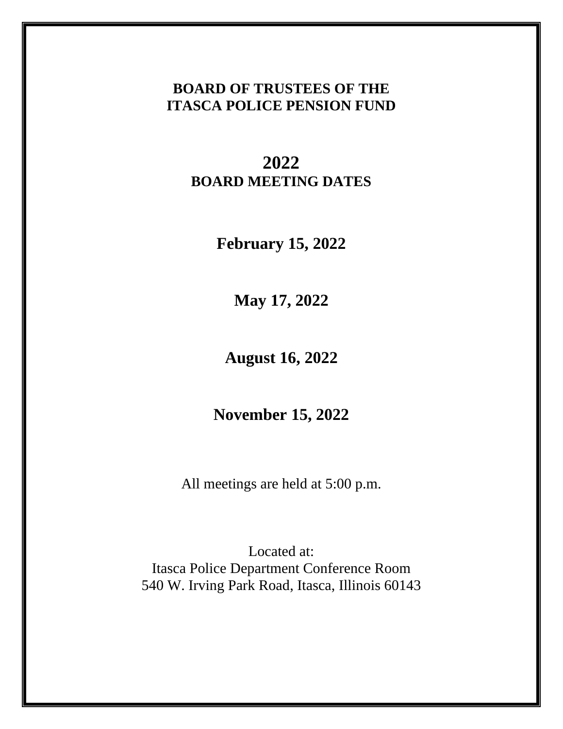# BOARD OF TRUSTEES OF THE ITASCA POLICE PENSION FUND

## 2022
## BOARD MEETING DATES

**February 15, 2022**

**May 17, 2022**

**August 16, 2022**

**November 15, 2022**

All meetings are held at 5:00 p.m.

Located at:
Itasca Police Department Conference Room
540 W. Irving Park Road, Itasca, Illinois 60143